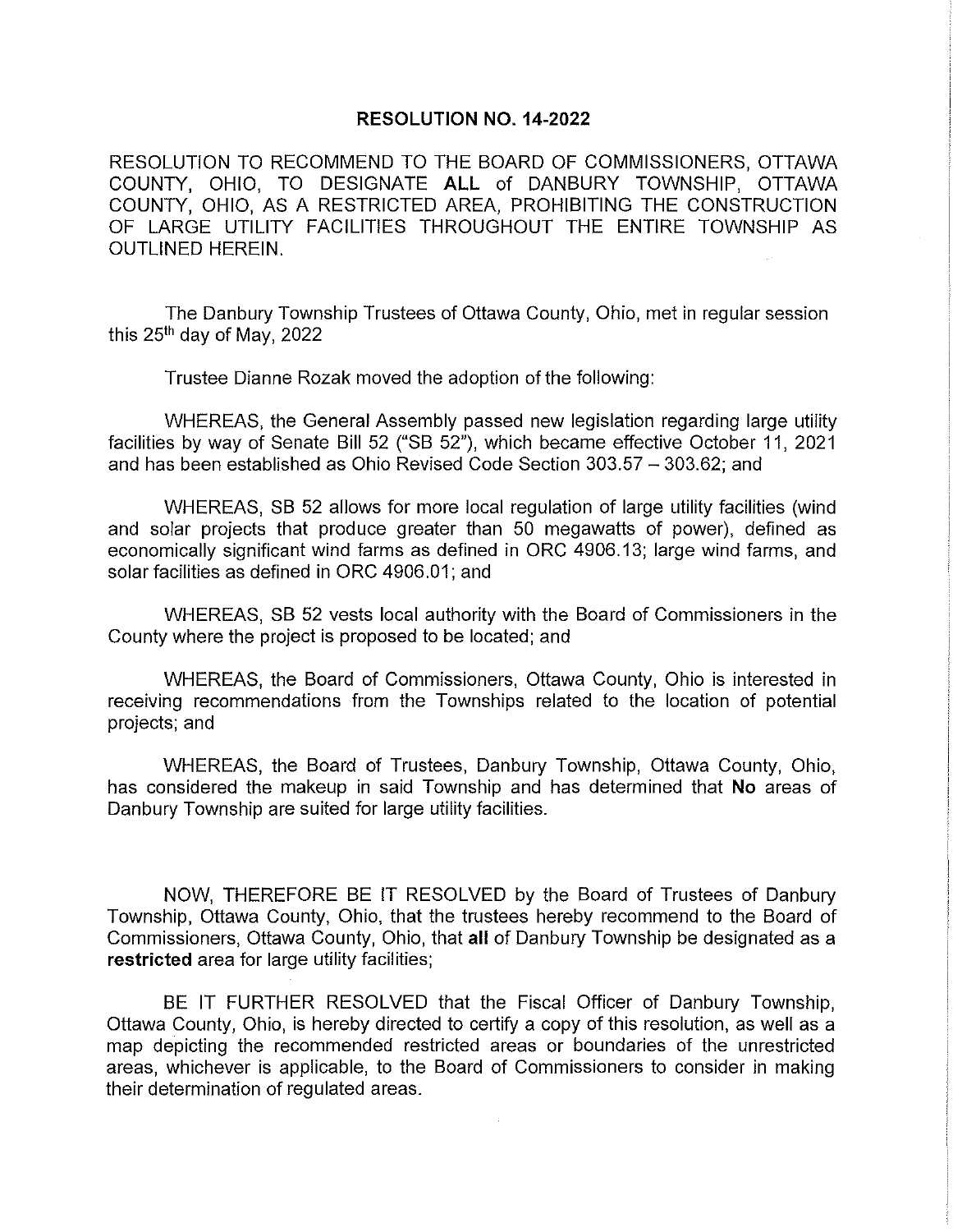# RESOLUTION NO. 14-2022

RESOLUTION TO RECOMMEND TO THE BOARD OF COMMISSIONERS, OTTAWA COUNTY, OHIO, TO DESIGNATE **ALL** of DANBURY TOWNSHIP, OTTAWA COUNTY, OHIO, AS A RESTRICTED AREA, PROHIBITING THE CONSTRUCTION OF LARGE UTILITY FACILITIES THROUGHOUT THE ENTIRE TOWNSHIP AS OUTLINED HEREIN.

The Danbury Township Trustees of Ottawa County, Ohio, met in regular session this 25th day of May, 2022

Trustee Dianne Rozak moved the adoption of the following:

WHEREAS, the General Assembly passed new legislation regarding large utility facilities by way of Senate Bill 52 ("SB 52"), which became effective October 11, 2021 and has been established as Ohio Revised Code Section 303.57 – 303.62; and

WHEREAS, SB 52 allows for more local regulation of large utility facilities (wind and solar projects that produce greater than 50 megawatts of power), defined as economically significant wind farms as defined in ORC 4906.13; large wind farms, and solar facilities as defined in ORC 4906.01; and

WHEREAS, SB 52 vests local authority with the Board of Commissioners in the County where the project is proposed to be located; and

WHEREAS, the Board of Commissioners, Ottawa County, Ohio is interested in receiving recommendations from the Townships related to the location of potential projects; and

WHEREAS, the Board of Trustees, Danbury Township, Ottawa County, Ohio, has considered the makeup in said Township and has determined that **No** areas of Danbury Township are suited for large utility facilities.

NOW, THEREFORE BE IT RESOLVED by the Board of Trustees of Danbury Township, Ottawa County, Ohio, that the trustees hereby recommend to the Board of Commissioners, Ottawa County, Ohio, that **all** of Danbury Township be designated as a **restricted** area for large utility facilities;

BE IT FURTHER RESOLVED that the Fiscal Officer of Danbury Township, Ottawa County, Ohio, is hereby directed to certify a copy of this resolution, as well as a map depicting the recommended restricted areas or boundaries of the unrestricted areas, whichever is applicable, to the Board of Commissioners to consider in making their determination of regulated areas.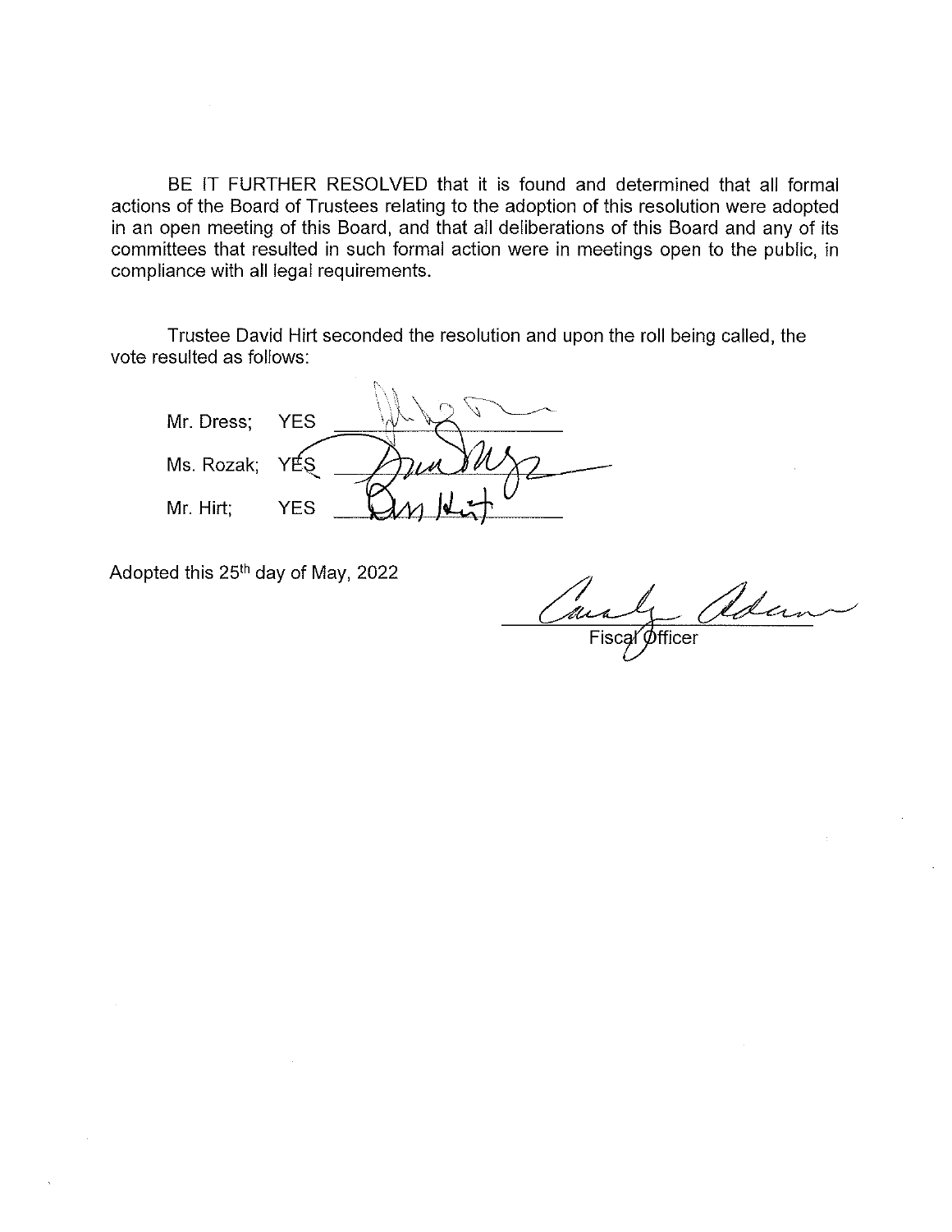BE IT FURTHER RESOLVED that it is found and determined that all formal actions of the Board of Trustees relating to the adoption of this resolution were adopted in an open meeting of this Board, and that all deliberations of this Board and any of its committees that resulted in such formal action were in meetings open to the public, in compliance with all legal requirements.

Trustee David Hirt seconded the resolution and upon the roll being called, the vote resulted as follows:

Mr. Dress; YES \_\_\_\_\_\_\_\_\_\_\_\_\_\_\_\_

Ms. Rozak; YES \_\_\_\_\_\_\_\_\_\_\_\_\_\_\_\_

Mr. Hirt; YES \_\_\_\_\_\_\_\_\_\_\_\_\_\_\_\_

Adopted this 25th day of May, 2022

\_\_\_\_\_\_\_\_\_\_\_\_\_\_\_\_\_\_\_\_\_\_\_\_
Fiscal Officer